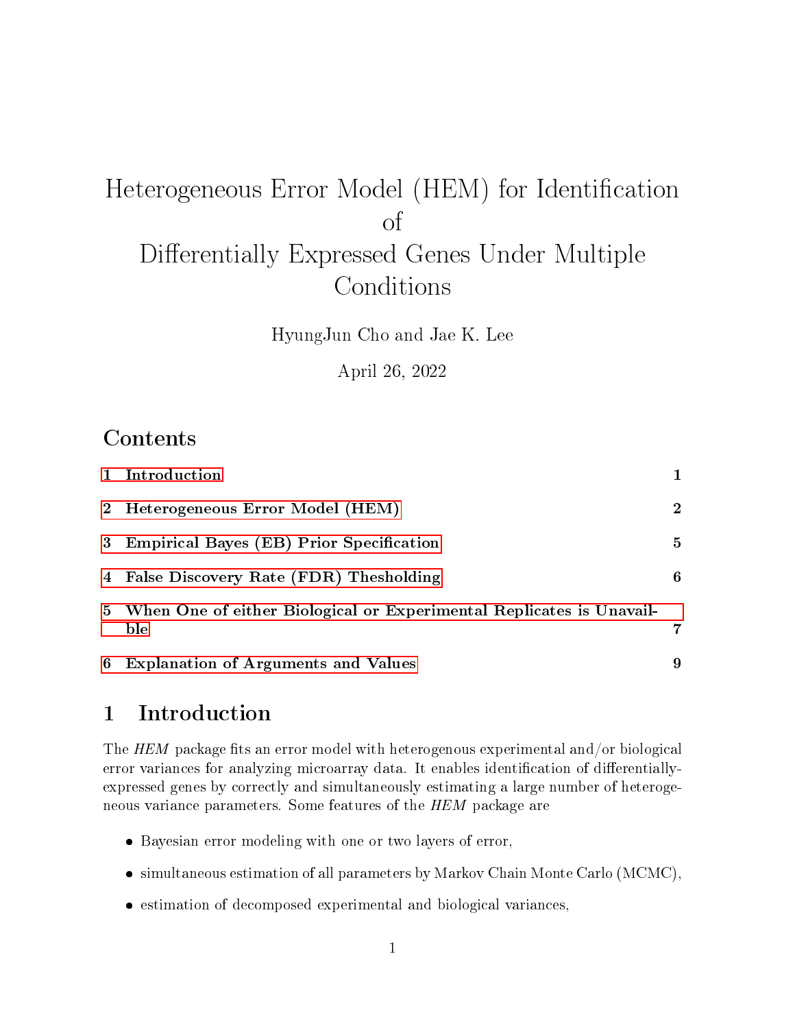# Heterogeneous Error Model (HEM) for Identification of Differentially Expressed Genes Under Multiple Conditions

HyungJun Cho and Jae K. Lee

April 26, 2022

## Contents

1 Introduction 1

2 Heterogeneous Error Model (HEM) 2

3 Empirical Bayes (EB) Prior Specification 5

4 False Discovery Rate (FDR) Thesholding 6

5 When One of either Biological or Experimental Replicates is Unavailble 7

6 Explanation of Arguments and Values 9

## 1 Introduction

The *HEM* package fits an error model with heterogenous experimental and/or biological error variances for analyzing microarray data. It enables identification of differentially-expressed genes by correctly and simultaneously estimating a large number of heterogeneous variance parameters. Some features of the *HEM* package are

- Bayesian error modeling with one or two layers of error,
- simultaneous estimation of all parameters by Markov Chain Monte Carlo (MCMC),
- estimation of decomposed experimental and biological variances,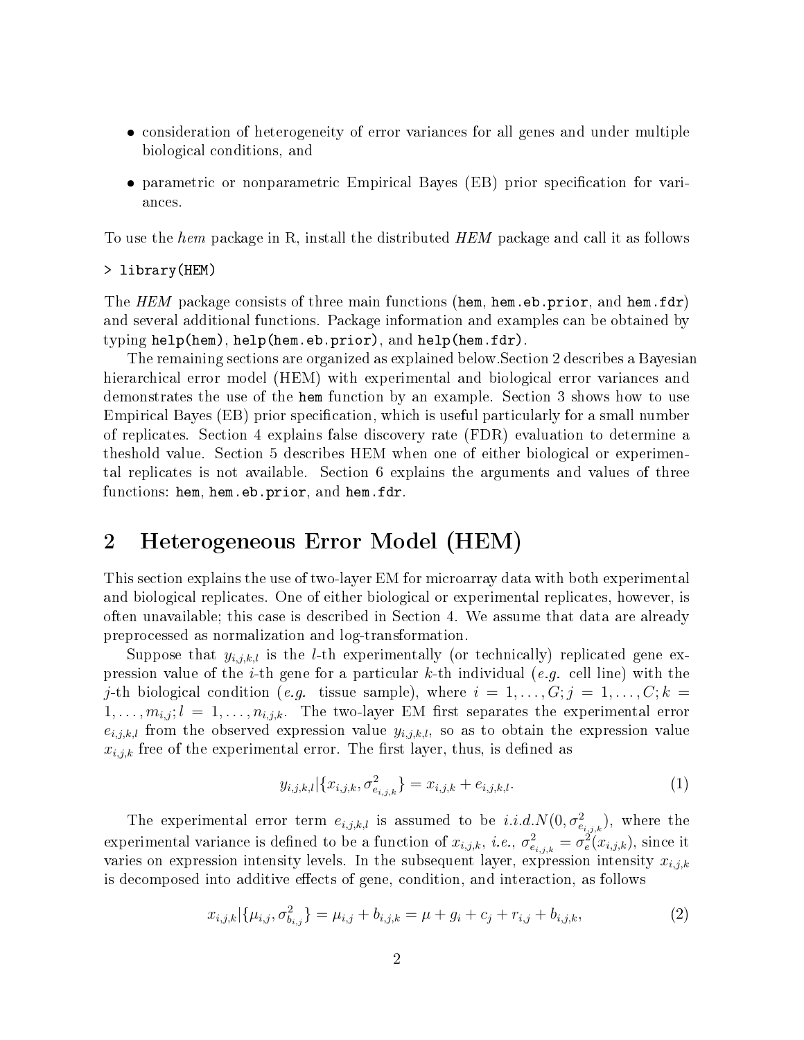- consideration of heterogeneity of error variances for all genes and under multiple biological conditions, and
- parametric or nonparametric Empirical Bayes (EB) prior specification for variances.

To use the *hem* package in R, install the distributed *HEM* package and call it as follows

```
> library(HEM)
```

The *HEM* package consists of three main functions (**hem**, **hem.eb.prior**, and **hem.fdr**) and several additional functions. Package information and examples can be obtained by typing **help(hem)**, **help(hem.eb.prior)**, and **help(hem.fdr)**.

The remaining sections are organized as explained below.Section 2 describes a Bayesian hierarchical error model (HEM) with experimental and biological error variances and demonstrates the use of the **hem** function by an example. Section 3 shows how to use Empirical Bayes (EB) prior specification, which is useful particularly for a small number of replicates. Section 4 explains false discovery rate (FDR) evaluation to determine a theshold value. Section 5 describes HEM when one of either biological or experimental replicates is not available. Section 6 explains the arguments and values of three functions: **hem**, **hem.eb.prior**, and **hem.fdr**.

## 2 Heterogeneous Error Model (HEM)

This section explains the use of two-layer EM for microarray data with both experimental and biological replicates. One of either biological or experimental replicates, however, is often unavailable; this case is described in Section 4. We assume that data are already preprocessed as normalization and log-transformation.

Suppose that $y_{i,j,k,l}$ is the $l$-th experimentally (or technically) replicated gene expression value of the $i$-th gene for a particular $k$-th individual (*e.g.* cell line) with the $j$-th biological condition (*e.g.* tissue sample), where $i = 1, \ldots, G; j = 1, \ldots, C; k = 1, \ldots, m_{i,j}; l = 1, \ldots, n_{i,j,k}$. The two-layer EM first separates the experimental error $e_{i,j,k,l}$ from the observed expression value $y_{i,j,k,l}$, so as to obtain the expression value $x_{i,j,k}$ free of the experimental error. The first layer, thus, is defined as

$$y_{i,j,k,l}|\{x_{i,j,k}, \sigma^2_{e_{i,j,k}}\} = x_{i,j,k} + e_{i,j,k,l}. \tag{1}$$

The experimental error term $e_{i,j,k,l}$ is assumed to be $i.i.d.N(0, \sigma^2_{e_{i,j,k}})$, where the experimental variance is defined to be a function of $x_{i,j,k}$, *i.e.*, $\sigma^2_{e_{i,j,k}} = \sigma^2_e(x_{i,j,k})$, since it varies on expression intensity levels. In the subsequent layer, expression intensity $x_{i,j,k}$ is decomposed into additive effects of gene, condition, and interaction, as follows

$$x_{i,j,k}|\{\mu_{i,j}, \sigma^2_{b_{i,j}}\} = \mu_{i,j} + b_{i,j,k} = \mu + g_i + c_j + r_{i,j} + b_{i,j,k}, \tag{2}$$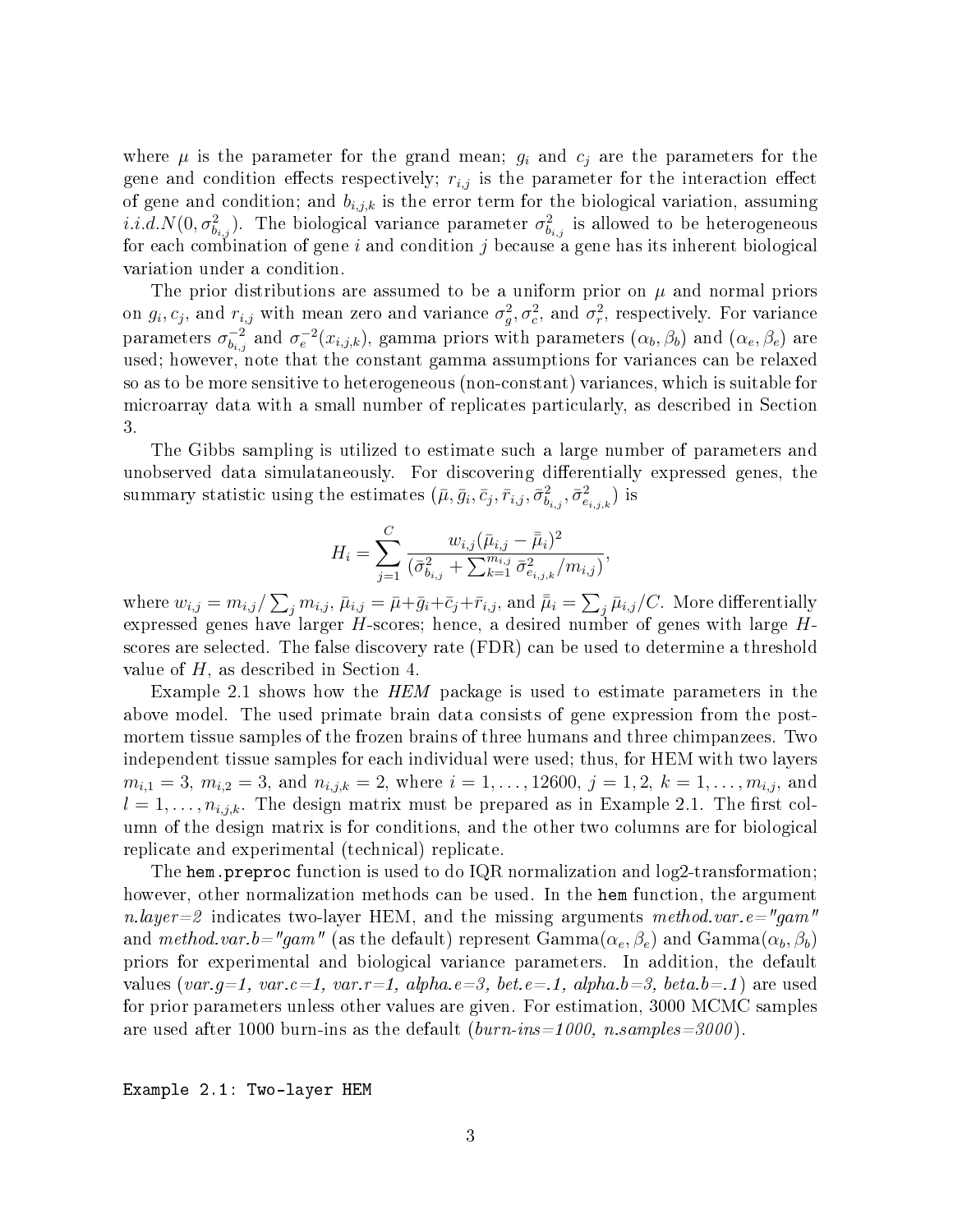where $\mu$ is the parameter for the grand mean; $g_i$ and $c_j$ are the parameters for the gene and condition effects respectively; $r_{i,j}$ is the parameter for the interaction effect of gene and condition; and $b_{i,j,k}$ is the error term for the biological variation, assuming $i.i.d. N(0, \sigma^2_{b_{i,j}})$. The biological variance parameter $\sigma^2_{b_{i,j}}$ is allowed to be heterogeneous for each combination of gene $i$ and condition $j$ because a gene has its inherent biological variation under a condition.

The prior distributions are assumed to be a uniform prior on $\mu$ and normal priors on $g_i, c_j$, and $r_{i,j}$ with mean zero and variance $\sigma^2_g, \sigma^2_c$, and $\sigma^2_r$, respectively. For variance parameters $\sigma^{-2}_{b_{i,j}}$ and $\sigma^{-2}_e(x_{i,j,k})$, gamma priors with parameters $(\alpha_b, \beta_b)$ and $(\alpha_e, \beta_e)$ are used; however, note that the constant gamma assumptions for variances can be relaxed so as to be more sensitive to heterogeneous (non-constant) variances, which is suitable for microarray data with a small number of replicates particularly, as described in Section 3.

The Gibbs sampling is utilized to estimate such a large number of parameters and unobserved data simulataneously. For discovering differentially expressed genes, the summary statistic using the estimates $(\bar{\mu}, \bar{g}_i, \bar{c}_j, \bar{r}_{i,j}, \bar{\sigma}^2_{b_{i,j}}, \bar{\sigma}^2_{e_{i,j,k}})$ is

$$H_i = \sum_{j=1}^{C} \frac{w_{i,j}(\bar{\mu}_{i,j} - \bar{\bar{\mu}}_i)^2}{(\bar{\sigma}^2_{b_{i,j}} + \sum_{k=1}^{m_{i,j}} \bar{\sigma}^2_{e_{i,j,k}}/m_{i,j})},$$

where $w_{i,j} = m_{i,j}/\sum_j m_{i,j}$, $\bar{\mu}_{i,j} = \bar{\mu} + \bar{g}_i + \bar{c}_j + \bar{r}_{i,j}$, and $\bar{\bar{\mu}}_i = \sum_j \bar{\mu}_{i,j}/C$. More differentially expressed genes have larger $H$-scores; hence, a desired number of genes with large $H$-scores are selected. The false discovery rate (FDR) can be used to determine a threshold value of $H$, as described in Section 4.

Example 2.1 shows how the *HEM* package is used to estimate parameters in the above model. The used primate brain data consists of gene expression from the post-mortem tissue samples of the frozen brains of three humans and three chimpanzees. Two independent tissue samples for each individual were used; thus, for HEM with two layers $m_{i,1} = 3$, $m_{i,2} = 3$, and $n_{i,j,k} = 2$, where $i = 1, \ldots, 12600$, $j = 1, 2$, $k = 1, \ldots, m_{i,j}$, and $l = 1, \ldots, n_{i,j,k}$. The design matrix must be prepared as in Example 2.1. The first column of the design matrix is for conditions, and the other two columns are for biological replicate and experimental (technical) replicate.

The `hem.preproc` function is used to do IQR normalization and log2-transformation; however, other normalization methods can be used. In the `hem` function, the argument *n.layer=2* indicates two-layer HEM, and the missing arguments *method.var.e="gam"* and *method.var.b="gam"* (as the default) represent Gamma$(\alpha_e, \beta_e)$ and Gamma$(\alpha_b, \beta_b)$ priors for experimental and biological variance parameters. In addition, the default values (*var.g=1, var.c=1, var.r=1, alpha.e=3, bet.e=.1, alpha.b=3, beta.b=.1*) are used for prior parameters unless other values are given. For estimation, 3000 MCMC samples are used after 1000 burn-ins as the default (*burn-ins=1000, n.samples=3000*).

```
Example 2.1: Two-layer HEM
```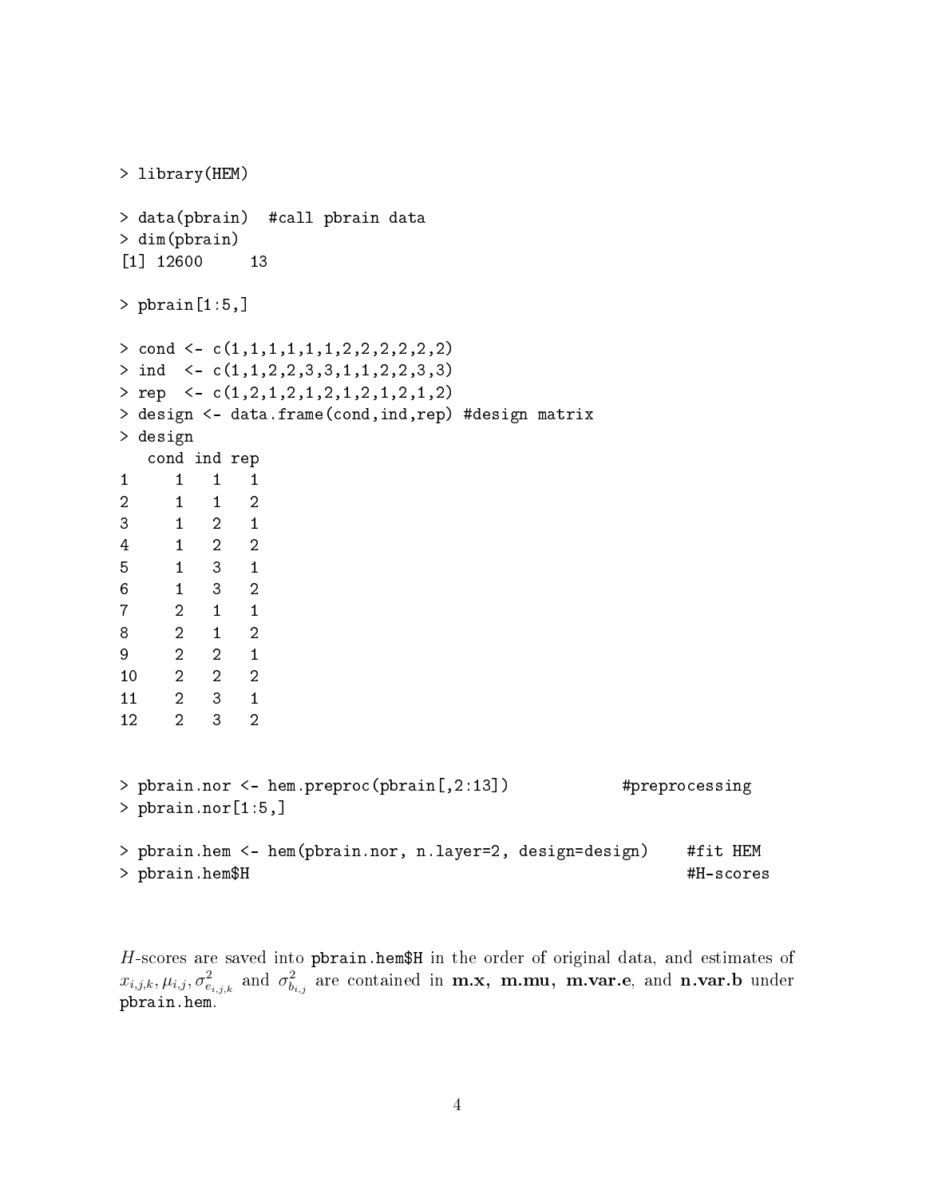```
> library(HEM)

> data(pbrain)  #call pbrain data
> dim(pbrain)
[1] 12600    13

> pbrain[1:5,]

> cond <- c(1,1,1,1,1,1,2,2,2,2,2,2)
> ind  <- c(1,1,2,2,3,3,1,1,2,2,3,3)
> rep  <- c(1,2,1,2,1,2,1,2,1,2,1,2)
> design <- data.frame(cond,ind,rep) #design matrix
> design
   cond ind rep
1     1   1   1
2     1   1   2
3     1   2   1
4     1   2   2
5     1   3   1
6     1   3   2
7     2   1   1
8     2   1   2
9     2   2   1
10    2   2   2
11    2   3   1
12    2   3   2


> pbrain.nor <- hem.preproc(pbrain[,2:13])            #preprocessing
> pbrain.nor[1:5,]

> pbrain.hem <- hem(pbrain.nor, n.layer=2, design=design)    #fit HEM
> pbrain.hem$H                                                #H-scores
```

*H*-scores are saved into `pbrain.hem$H` in the order of original data, and estimates of $x_{i,j,k}, \mu_{i,j}, \sigma^2_{e_{i,j,k}}$ and $\sigma^2_{b_{i,j}}$ are contained in **m.x, m.mu, m.var.e**, and **n.var.b** under `pbrain.hem`.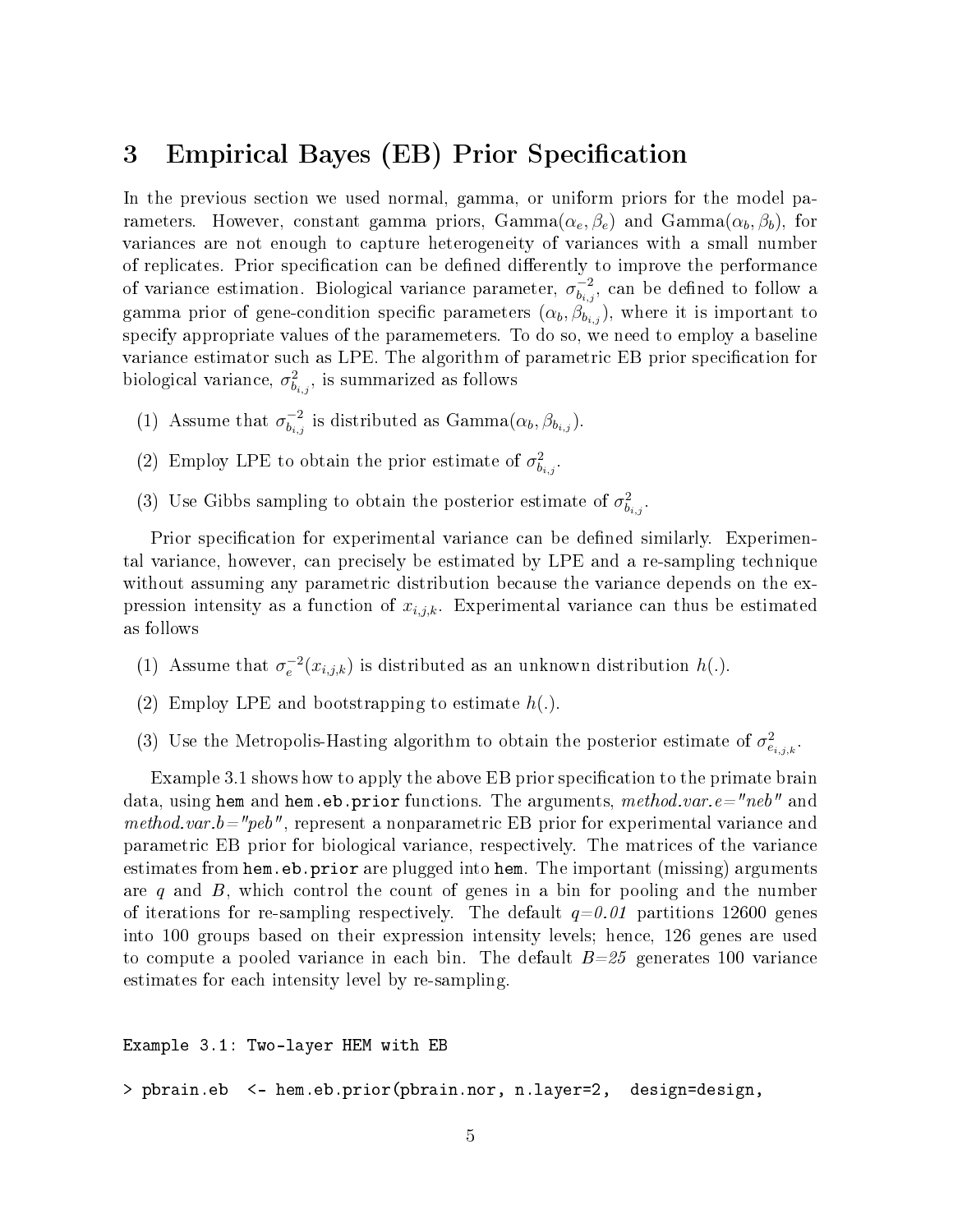# 3 Empirical Bayes (EB) Prior Specification

In the previous section we used normal, gamma, or uniform priors for the model parameters. However, constant gamma priors, Gamma($\alpha_e, \beta_e$) and Gamma($\alpha_b, \beta_b$), for variances are not enough to capture heterogeneity of variances with a small number of replicates. Prior specification can be defined differently to improve the performance of variance estimation. Biological variance parameter, $\sigma_{b_{i,j}}^{-2}$, can be defined to follow a gamma prior of gene-condition specific parameters ($\alpha_b, \beta_{b_{i,j}}$), where it is important to specify appropriate values of the paramemeters. To do so, we need to employ a baseline variance estimator such as LPE. The algorithm of parametric EB prior specification for biological variance, $\sigma_{b_{i,j}}^2$, is summarized as follows

(1) Assume that $\sigma_{b_{i,j}}^{-2}$ is distributed as Gamma($\alpha_b, \beta_{b_{i,j}}$).

(2) Employ LPE to obtain the prior estimate of $\sigma_{b_{i,j}}^2$.

(3) Use Gibbs sampling to obtain the posterior estimate of $\sigma_{b_{i,j}}^2$.

Prior specification for experimental variance can be defined similarly. Experimental variance, however, can precisely be estimated by LPE and a re-sampling technique without assuming any parametric distribution because the variance depends on the expression intensity as a function of $x_{i,j,k}$. Experimental variance can thus be estimated as follows

(1) Assume that $\sigma_e^{-2}(x_{i,j,k})$ is distributed as an unknown distribution $h(.)$.

(2) Employ LPE and bootstrapping to estimate $h(.)$.

(3) Use the Metropolis-Hasting algorithm to obtain the posterior estimate of $\sigma_{e_{i,j,k}}^2$.

Example 3.1 shows how to apply the above EB prior specification to the primate brain data, using `hem` and `hem.eb.prior` functions. The arguments, *method.var.e="neb"* and *method.var.b="peb"*, represent a nonparametric EB prior for experimental variance and parametric EB prior for biological variance, respectively. The matrices of the variance estimates from `hem.eb.prior` are plugged into `hem`. The important (missing) arguments are *q* and *B*, which control the count of genes in a bin for pooling and the number of iterations for re-sampling respectively. The default *q=0.01* partitions 12600 genes into 100 groups based on their expression intensity levels; hence, 126 genes are used to compute a pooled variance in each bin. The default *B=25* generates 100 variance estimates for each intensity level by re-sampling.

```
Example 3.1: Two-layer HEM with EB

> pbrain.eb  <- hem.eb.prior(pbrain.nor, n.layer=2,  design=design,
```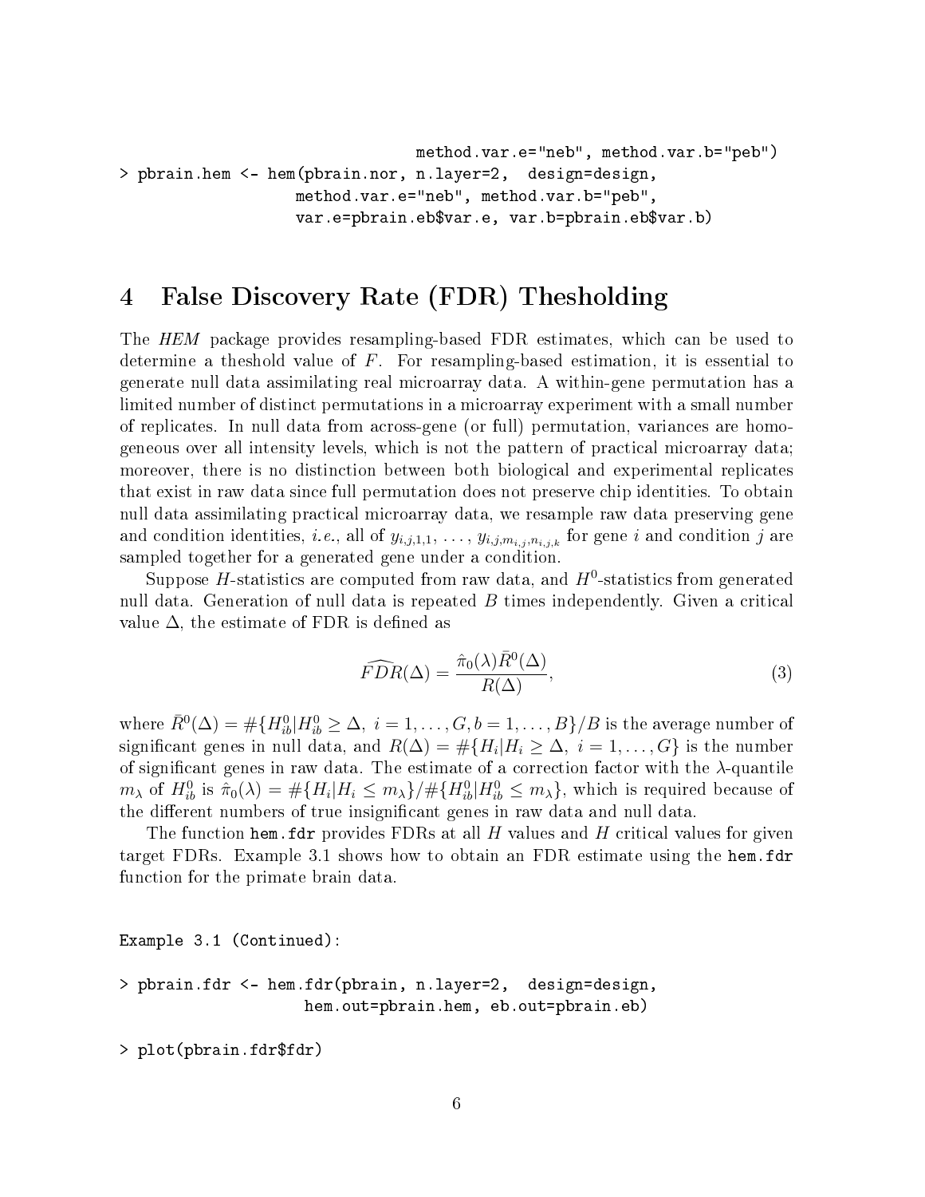```
                              method.var.e="neb", method.var.b="peb")
> pbrain.hem <- hem(pbrain.nor, n.layer=2,  design=design,
                   method.var.e="neb", method.var.b="peb",
                   var.e=pbrain.eb$var.e, var.b=pbrain.eb$var.b)
```

# 4 False Discovery Rate (FDR) Thesholding

The *HEM* package provides resampling-based FDR estimates, which can be used to determine a theshold value of $F$. For resampling-based estimation, it is essential to generate null data assimilating real microarray data. A within-gene permutation has a limited number of distinct permutations in a microarray experiment with a small number of replicates. In null data from across-gene (or full) permutation, variances are homogeneous over all intensity levels, which is not the pattern of practical microarray data; moreover, there is no distinction between both biological and experimental replicates that exist in raw data since full permutation does not preserve chip identities. To obtain null data assimilating practical microarray data, we resample raw data preserving gene and condition identities, *i.e.*, all of $y_{i,j,1,1}, \ldots, y_{i,j,m_{i,j},n_{i,j,k}}$ for gene $i$ and condition $j$ are sampled together for a generated gene under a condition.

Suppose $H$-statistics are computed from raw data, and $H^0$-statistics from generated null data. Generation of null data is repeated $B$ times independently. Given a critical value $\Delta$, the estimate of FDR is defined as

$$\widehat{FDR}(\Delta) = \frac{\hat{\pi}_0(\lambda)\bar{R}^0(\Delta)}{R(\Delta)}, \tag{3}$$

where $\bar{R}^0(\Delta) = \#\{H^0_{ib} | H^0_{ib} \geq \Delta,\ i = 1, \ldots, G, b = 1, \ldots, B\}/B$ is the average number of significant genes in null data, and $R(\Delta) = \#\{H_i | H_i \geq \Delta,\ i = 1, \ldots, G\}$ is the number of significant genes in raw data. The estimate of a correction factor with the $\lambda$-quantile $m_\lambda$ of $H^0_{ib}$ is $\hat{\pi}_0(\lambda) = \#\{H_i | H_i \leq m_\lambda\}/\#\{H^0_{ib} | H^0_{ib} \leq m_\lambda\}$, which is required because of the different numbers of true insignificant genes in raw data and null data.

The function `hem.fdr` provides FDRs at all $H$ values and $H$ critical values for given target FDRs. Example 3.1 shows how to obtain an FDR estimate using the `hem.fdr` function for the primate brain data.

```
Example 3.1 (Continued):

> pbrain.fdr <- hem.fdr(pbrain, n.layer=2,  design=design,
                    hem.out=pbrain.hem, eb.out=pbrain.eb)

> plot(pbrain.fdr$fdr)
```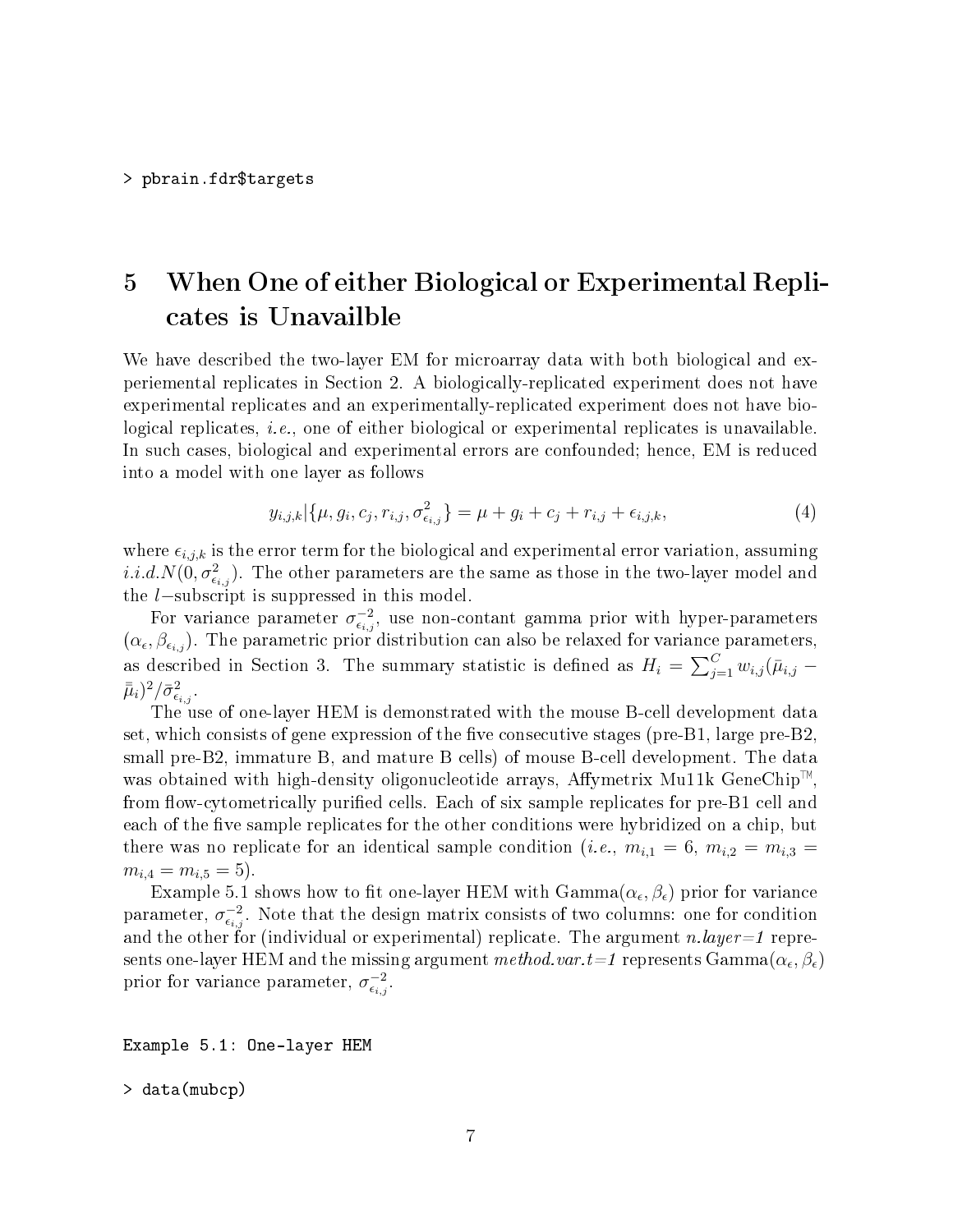```
> pbrain.fdr$targets
```

# 5 When One of either Biological or Experimental Replicates is Unavailble

We have described the two-layer EM for microarray data with both biological and experiemental replicates in Section 2. A biologically-replicated experiment does not have experimental replicates and an experimentally-replicated experiment does not have biological replicates, *i.e.*, one of either biological or experimental replicates is unavailable. In such cases, biological and experimental errors are confounded; hence, EM is reduced into a model with one layer as follows

$$y_{i,j,k}|\{\mu, g_i, c_j, r_{i,j}, \sigma^2_{\epsilon_{i,j}}\} = \mu + g_i + c_j + r_{i,j} + \epsilon_{i,j,k}, \tag{4}$$

where $\epsilon_{i,j,k}$ is the error term for the biological and experimental error variation, assuming $i.i.d.N(0, \sigma^2_{\epsilon_{i,j}})$. The other parameters are the same as those in the two-layer model and the $l-$subscript is suppressed in this model.

For variance parameter $\sigma^{-2}_{\epsilon_{i,j}}$, use non-contant gamma prior with hyper-parameters $(\alpha_\epsilon, \beta_{\epsilon_{i,j}})$. The parametric prior distribution can also be relaxed for variance parameters, as described in Section 3. The summary statistic is defined as $H_i = \sum_{j=1}^{C} w_{i,j}(\bar{\mu}_{i,j} - \bar{\bar{\mu}}_i)^2/\bar{\sigma}^2_{\epsilon_{i,j}}$.

The use of one-layer HEM is demonstrated with the mouse B-cell development data set, which consists of gene expression of the five consecutive stages (pre-B1, large pre-B2, small pre-B2, immature B, and mature B cells) of mouse B-cell development. The data was obtained with high-density oligonucleotide arrays, Affymetrix Mu11k GeneChip™, from flow-cytometrically purified cells. Each of six sample replicates for pre-B1 cell and each of the five sample replicates for the other conditions were hybridized on a chip, but there was no replicate for an identical sample condition (*i.e.*, $m_{i,1} = 6$, $m_{i,2} = m_{i,3} = m_{i,4} = m_{i,5} = 5$).

Example 5.1 shows how to fit one-layer HEM with Gamma$(\alpha_\epsilon, \beta_\epsilon)$ prior for variance parameter, $\sigma^{-2}_{\epsilon_{i,j}}$. Note that the design matrix consists of two columns: one for condition and the other for (individual or experimental) replicate. The argument *n.layer=1* represents one-layer HEM and the missing argument *method.var.t=1* represents Gamma$(\alpha_\epsilon, \beta_\epsilon)$ prior for variance parameter, $\sigma^{-2}_{\epsilon_{i,j}}$.

```
Example 5.1: One-layer HEM

> data(mubcp)
```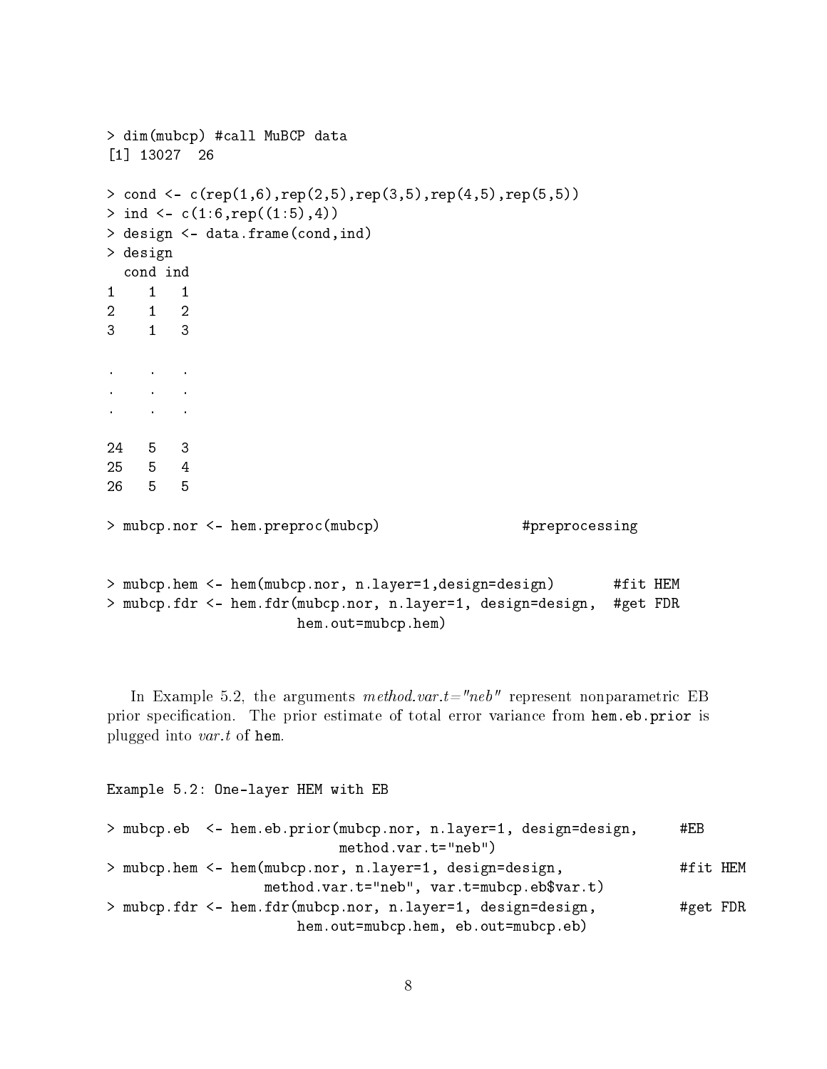```
> dim(mubcp) #call MuBCP data
[1] 13027  26

> cond <- c(rep(1,6),rep(2,5),rep(3,5),rep(4,5),rep(5,5))
> ind <- c(1:6,rep((1:5),4))
> design <- data.frame(cond,ind)
> design
  cond ind
1    1   1
2    1   2
3    1   3

.    .   .
.    .   .
.    .   .

24   5   3
25   5   4
26   5   5

> mubcp.nor <- hem.preproc(mubcp)                 #preprocessing


> mubcp.hem <- hem(mubcp.nor, n.layer=1,design=design)       #fit HEM
> mubcp.fdr <- hem.fdr(mubcp.nor, n.layer=1, design=design,  #get FDR
                       hem.out=mubcp.hem)
```

In Example 5.2, the arguments *method.var.t="neb"* represent nonparametric EB prior specification. The prior estimate of total error variance from `hem.eb.prior` is plugged into *var.t* of `hem`.

Example 5.2: One-layer HEM with EB

```
> mubcp.eb  <- hem.eb.prior(mubcp.nor, n.layer=1, design=design,      #EB
                            method.var.t="neb")
> mubcp.hem <- hem(mubcp.nor, n.layer=1, design=design,               #fit HEM
                   method.var.t="neb", var.t=mubcp.eb$var.t)
> mubcp.fdr <- hem.fdr(mubcp.nor, n.layer=1, design=design,           #get FDR
                       hem.out=mubcp.hem, eb.out=mubcp.eb)
```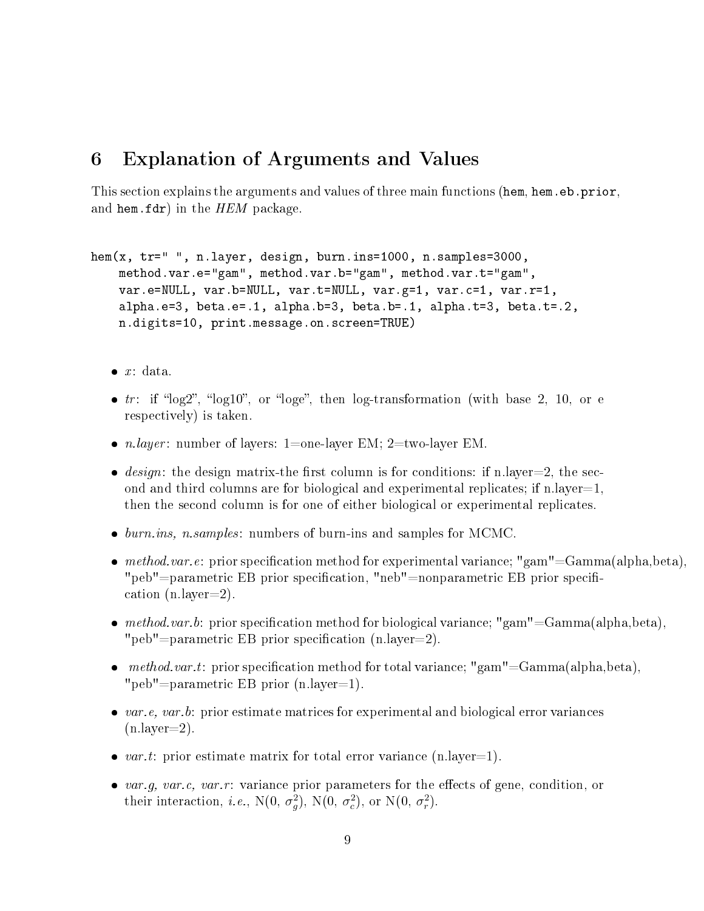## 6 Explanation of Arguments and Values

This section explains the arguments and values of three main functions (`hem`, `hem.eb.prior`, and `hem.fdr`) in the *HEM* package.

```
hem(x, tr=" ", n.layer, design, burn.ins=1000, n.samples=3000,
    method.var.e="gam", method.var.b="gam", method.var.t="gam",
    var.e=NULL, var.b=NULL, var.t=NULL, var.g=1, var.c=1, var.r=1,
    alpha.e=3, beta.e=.1, alpha.b=3, beta.b=.1, alpha.t=3, beta.t=.2,
    n.digits=10, print.message.on.screen=TRUE)
```

- *x*: data.
- *tr*: if "log2", "log10", or "loge", then log-transformation (with base 2, 10, or e respectively) is taken.
- *n.layer*: number of layers: 1=one-layer EM; 2=two-layer EM.
- *design*: the design matrix-the first column is for conditions: if n.layer=2, the second and third columns are for biological and experimental replicates; if n.layer=1, then the second column is for one of either biological or experimental replicates.
- *burn.ins, n.samples*: numbers of burn-ins and samples for MCMC.
- *method.var.e*: prior specification method for experimental variance; "gam"=Gamma(alpha,beta), "peb"=parametric EB prior specification, "neb"=nonparametric EB prior specification (n.layer=2).
- *method.var.b*: prior specification method for biological variance; "gam"=Gamma(alpha,beta), "peb"=parametric EB prior specification (n.layer=2).
- *method.var.t*: prior specification method for total variance; "gam"=Gamma(alpha,beta), "peb"=parametric EB prior (n.layer=1).
- *var.e, var.b*: prior estimate matrices for experimental and biological error variances (n.layer=2).
- *var.t*: prior estimate matrix for total error variance (n.layer=1).
- *var.g, var.c, var.r*: variance prior parameters for the effects of gene, condition, or their interaction, *i.e.*, N(0, $\sigma_g^2$), N(0, $\sigma_c^2$), or N(0, $\sigma_r^2$).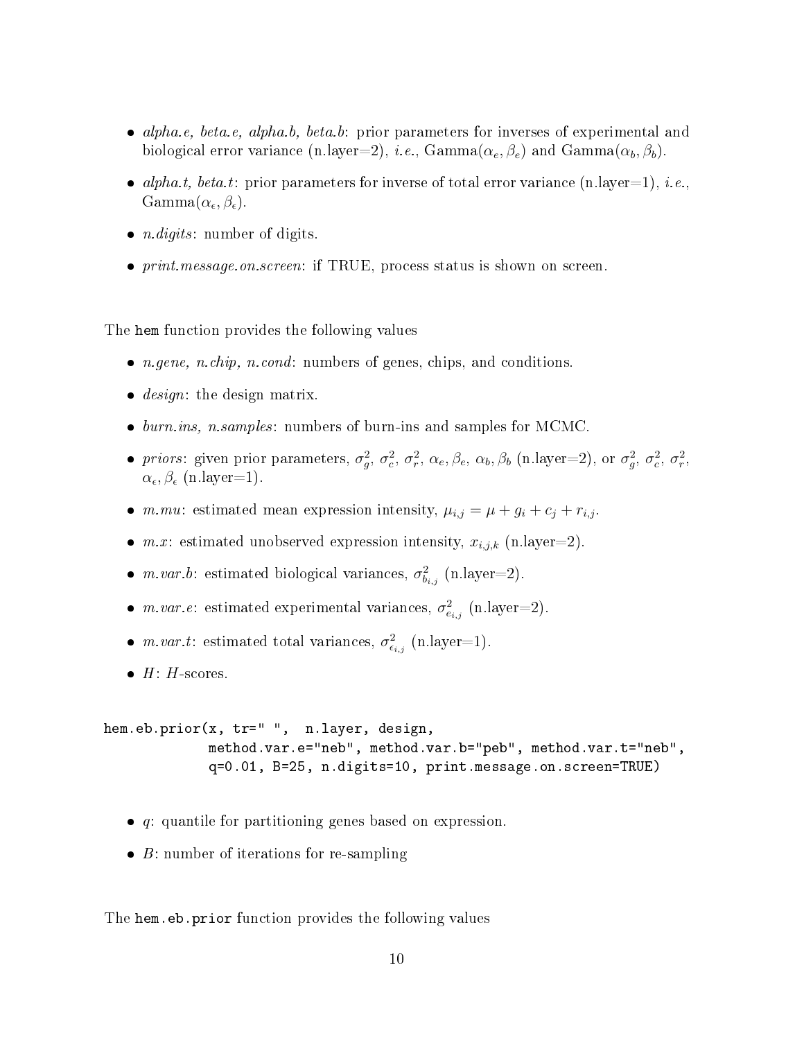- *alpha.e, beta.e, alpha.b, beta.b*: prior parameters for inverses of experimental and biological error variance (n.layer=2), *i.e.*, Gamma($\alpha_e, \beta_e$) and Gamma($\alpha_b, \beta_b$).
- *alpha.t, beta.t*: prior parameters for inverse of total error variance (n.layer=1), *i.e.*, Gamma($\alpha_\epsilon, \beta_\epsilon$).
- *n.digits*: number of digits.
- *print.message.on.screen*: if TRUE, process status is shown on screen.

The `hem` function provides the following values

- *n.gene, n.chip, n.cond*: numbers of genes, chips, and conditions.
- *design*: the design matrix.
- *burn.ins, n.samples*: numbers of burn-ins and samples for MCMC.
- *priors*: given prior parameters, $\sigma_g^2$, $\sigma_c^2$, $\sigma_r^2$, $\alpha_e, \beta_e$, $\alpha_b, \beta_b$ (n.layer=2), or $\sigma_g^2$, $\sigma_c^2$, $\sigma_r^2$, $\alpha_\epsilon, \beta_\epsilon$ (n.layer=1).
- *m.mu*: estimated mean expression intensity, $\mu_{i,j} = \mu + g_i + c_j + r_{i,j}$.
- *m.x*: estimated unobserved expression intensity, $x_{i,j,k}$ (n.layer=2).
- *m.var.b*: estimated biological variances, $\sigma_{b_{i,j}}^2$ (n.layer=2).
- *m.var.e*: estimated experimental variances, $\sigma_{e_{i,j}}^2$ (n.layer=2).
- *m.var.t*: estimated total variances, $\sigma_{\epsilon_{i,j}}^2$ (n.layer=1).
- *H*: *H*-scores.

```
hem.eb.prior(x, tr=" ",  n.layer, design,
             method.var.e="neb", method.var.b="peb", method.var.t="neb",
             q=0.01, B=25, n.digits=10, print.message.on.screen=TRUE)
```

- *q*: quantile for partitioning genes based on expression.
- *B*: number of iterations for re-sampling

The `hem.eb.prior` function provides the following values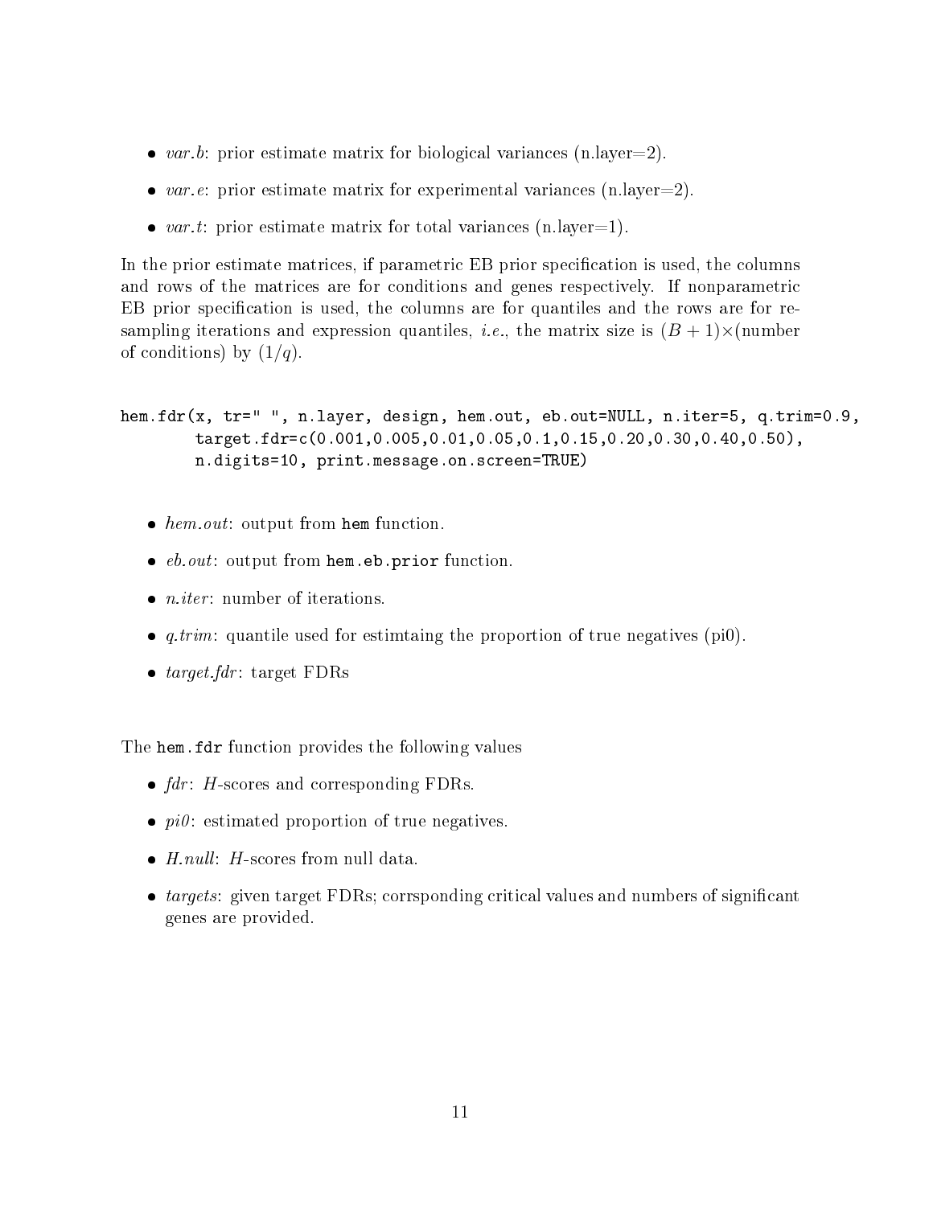- *var.b*: prior estimate matrix for biological variances (n.layer=2).
- *var.e*: prior estimate matrix for experimental variances (n.layer=2).
- *var.t*: prior estimate matrix for total variances (n.layer=1).

In the prior estimate matrices, if parametric EB prior specification is used, the columns and rows of the matrices are for conditions and genes respectively. If nonparametric EB prior specification is used, the columns are for quantiles and the rows are for resampling iterations and expression quantiles, *i.e.*, the matrix size is $(B+1)\times$(number of conditions) by $(1/q)$.

```
hem.fdr(x, tr=" ", n.layer, design, hem.out, eb.out=NULL, n.iter=5, q.trim=0.9,
        target.fdr=c(0.001,0.005,0.01,0.05,0.1,0.15,0.20,0.30,0.40,0.50),
        n.digits=10, print.message.on.screen=TRUE)
```

- *hem.out*: output from `hem` function.
- *eb.out*: output from `hem.eb.prior` function.
- *n.iter*: number of iterations.
- *q.trim*: quantile used for estimtaing the proportion of true negatives (pi0).
- *target.fdr*: target FDRs

The `hem.fdr` function provides the following values

- *fdr*: *H*-scores and corresponding FDRs.
- *pi0*: estimated proportion of true negatives.
- *H.null*: *H*-scores from null data.
- *targets*: given target FDRs; corrsponding critical values and numbers of significant genes are provided.